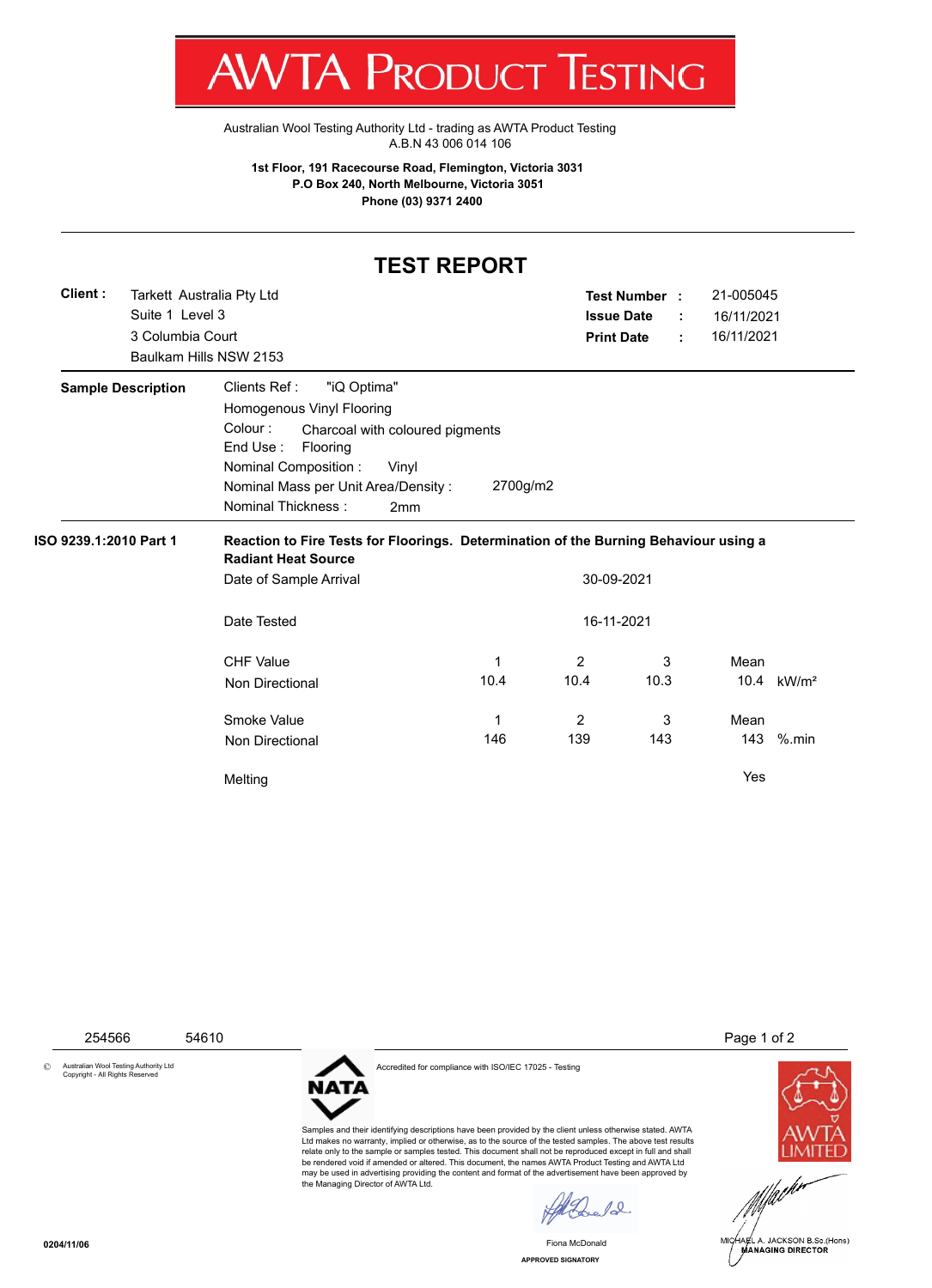# AWTA PRODUCT TESTING

Australian Wool Testing Authority Ltd - trading as AWTA Product Testing
A.B.N 43 006 014 106

**1st Floor, 191 Racecourse Road, Flemington, Victoria 3031**
**P.O Box 240, North Melbourne, Victoria 3051**
**Phone (03) 9371 2400**

## TEST REPORT

**Client :** Tarkett Australia Pty Ltd
Suite 1 Level 3
3 Columbia Court
Baulkam Hills NSW 2153

**Test Number :** 21-005045
**Issue Date :** 16/11/2021
**Print Date :** 16/11/2021

**Sample Description**

Clients Ref : "iQ Optima"
Homogenous Vinyl Flooring
Colour : Charcoal with coloured pigments
End Use : Flooring
Nominal Composition : Vinyl
Nominal Mass per Unit Area/Density : 2700g/m2
Nominal Thickness : 2mm

**ISO 9239.1:2010 Part 1** — **Reaction to Fire Tests for Floorings. Determination of the Burning Behaviour using a Radiant Heat Source**

Date of Sample Arrival: 30-09-2021

Date Tested: 16-11-2021

| | 1 | 2 | 3 | Mean | |
|---|---|---|---|---|---|
| CHF Value Non Directional | 10.4 | 10.4 | 10.3 | 10.4 | kW/m² |
| Smoke Value Non Directional | 146 | 139 | 143 | 143 | %.min |
| Melting | | | | Yes | |

254566 54610

© Australian Wool Testing Authority Ltd Copyright - All Rights Reserved

NATA — Accredited for compliance with ISO/IEC 17025 - Testing

Samples and their identifying descriptions have been provided by the client unless otherwise stated. AWTA Ltd makes no warranty, implied or otherwise, as to the source of the tested samples. The above test results relate only to the sample or samples tested. This document shall not be reproduced except in full and shall be rendered void if amended or altered. This document, the names AWTA Product Testing and AWTA Ltd may be used in advertising providing the content and format of the advertisement have been approved by the Managing Director of AWTA Ltd.

Fiona McDonald
APPROVED SIGNATORY

MICHAEL A. JACKSON B.Sc.(Hons)
MANAGING DIRECTOR

0204/11/06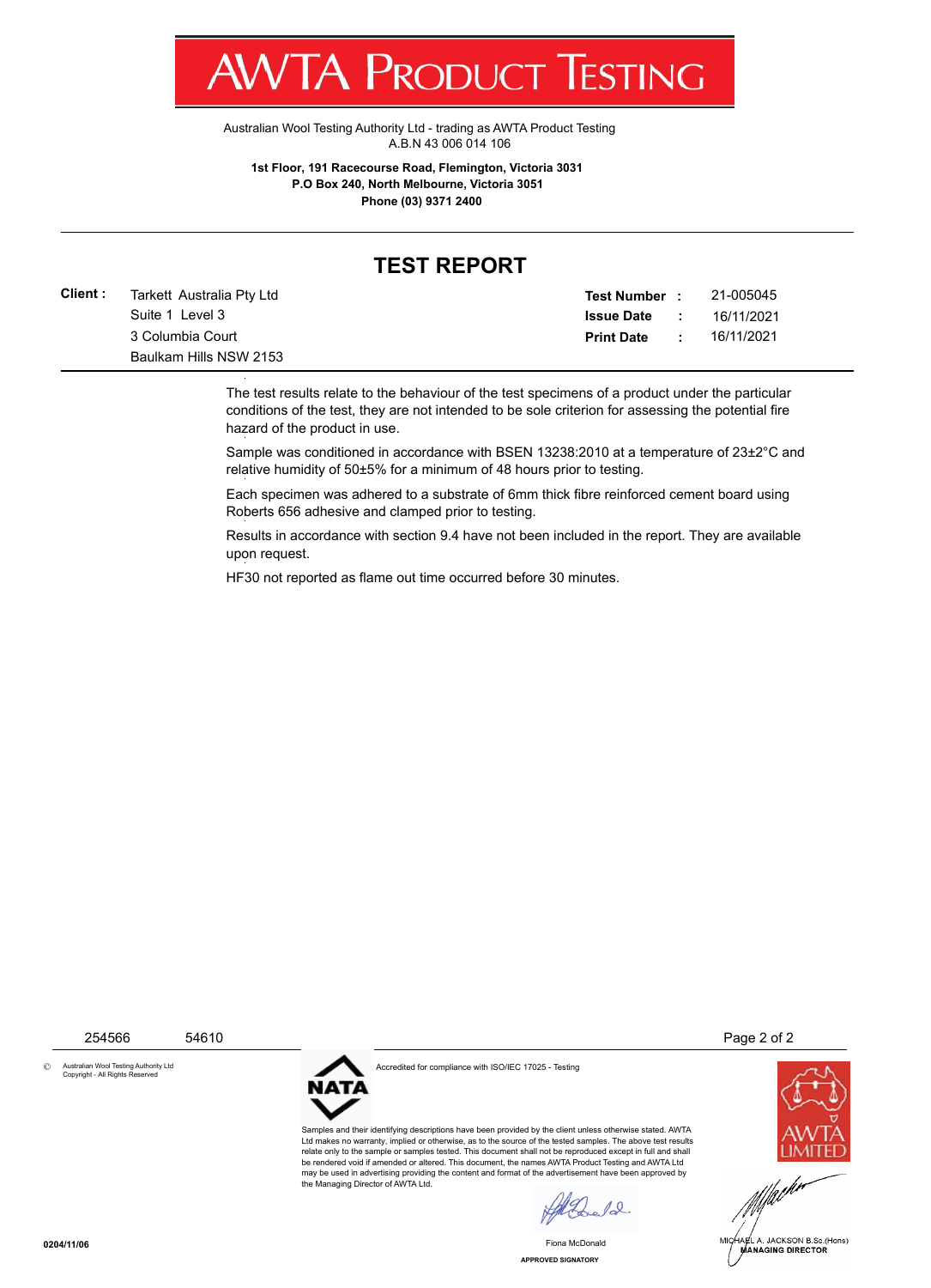# AWTA PRODUCT TESTING

Australian Wool Testing Authority Ltd - trading as AWTA Product Testing
A.B.N 43 006 014 106

**1st Floor, 191 Racecourse Road, Flemington, Victoria 3031**
**P.O Box 240, North Melbourne, Victoria 3051**
**Phone (03) 9371 2400**

## TEST REPORT

| | | | | |
|---|---|---|---|---|
| **Client :** | Tarkett Australia Pty Ltd | **Test Number** | **:** | 21-005045 |
| | Suite 1 Level 3 | **Issue Date** | **:** | 16/11/2021 |
| | 3 Columbia Court | **Print Date** | **:** | 16/11/2021 |
| | Baulkam Hills NSW 2153 | | | |

The test results relate to the behaviour of the test specimens of a product under the particular conditions of the test, they are not intended to be sole criterion for assessing the potential fire hazard of the product in use.

Sample was conditioned in accordance with BSEN 13238:2010 at a temperature of 23±2°C and relative humidity of 50±5% for a minimum of 48 hours prior to testing.

Each specimen was adhered to a substrate of 6mm thick fibre reinforced cement board using Roberts 656 adhesive and clamped prior to testing.

Results in accordance with section 9.4 have not been included in the report. They are available upon request.

HF30 not reported as flame out time occurred before 30 minutes.

254566 54610

© Australian Wool Testing Authority Ltd
Copyright - All Rights Reserved

NATA

Accredited for compliance with ISO/IEC 17025 - Testing

Samples and their identifying descriptions have been provided by the client unless otherwise stated. AWTA Ltd makes no warranty, implied or otherwise, as to the source of the tested samples. The above test results relate only to the sample or samples tested. This document shall not be reproduced except in full and shall be rendered void if amended or altered. This document, the names AWTA Product Testing and AWTA Ltd may be used in advertising providing the content and format of the advertisement have been approved by the Managing Director of AWTA Ltd.

AWTA LIMITED

Fiona McDonald
APPROVED SIGNATORY

MICHAEL A. JACKSON B.Sc.(Hons)
MANAGING DIRECTOR

0204/11/06